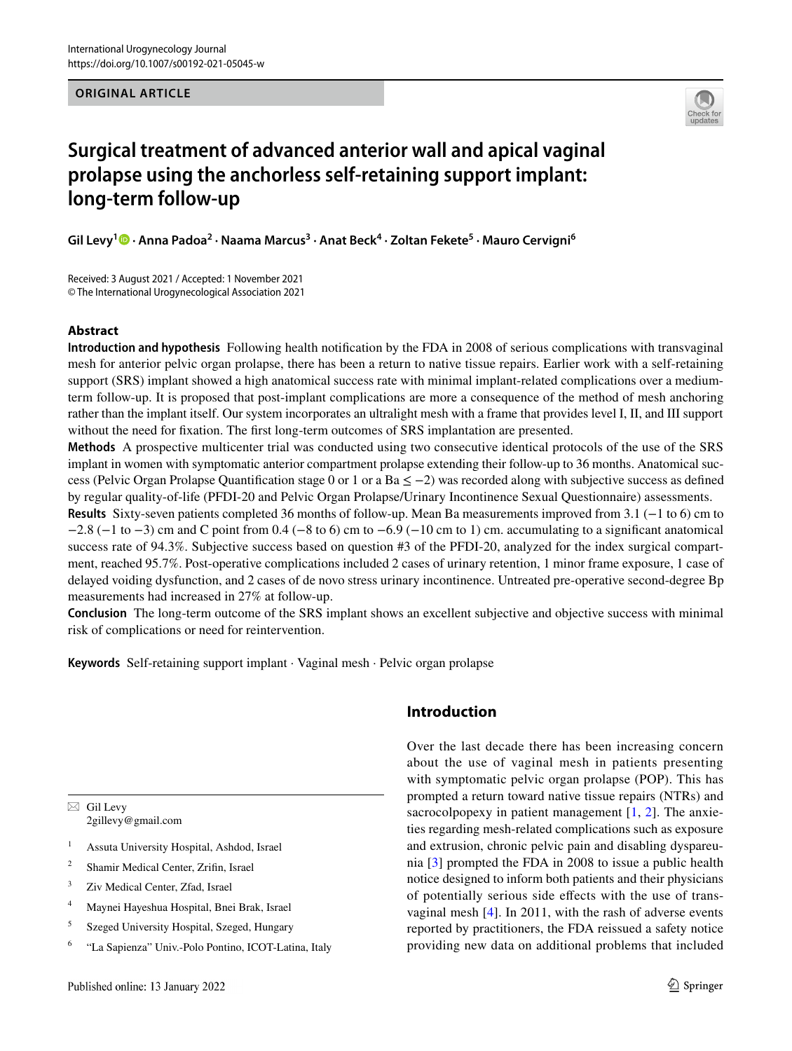ORIGINAL ARTICLE

# Surgical treatment of advanced anterior wall and apical vaginal prolapse using the anchorless self-retaining support implant: long-term follow-up

**Gil Levy[1] · Anna Padoa[2] · Naama Marcus[3] · Anat Beck[4] · Zoltan Fekete[5] · Mauro Cervigni[6]**

Received: 3 August 2021 / Accepted: 1 November 2021
© The International Urogynecological Association 2021

## Abstract

**Introduction and hypothesis** Following health notification by the FDA in 2008 of serious complications with transvaginal mesh for anterior pelvic organ prolapse, there has been a return to native tissue repairs. Earlier work with a self-retaining support (SRS) implant showed a high anatomical success rate with minimal implant-related complications over a medium-term follow-up. It is proposed that post-implant complications are more a consequence of the method of mesh anchoring rather than the implant itself. Our system incorporates an ultralight mesh with a frame that provides level I, II, and III support without the need for fixation. The first long-term outcomes of SRS implantation are presented.

**Methods** A prospective multicenter trial was conducted using two consecutive identical protocols of the use of the SRS implant in women with symptomatic anterior compartment prolapse extending their follow-up to 36 months. Anatomical success (Pelvic Organ Prolapse Quantification stage 0 or 1 or a Ba $\leq -2$) was recorded along with subjective success as defined by regular quality-of-life (PFDI-20 and Pelvic Organ Prolapse/Urinary Incontinence Sexual Questionnaire) assessments.

**Results** Sixty-seven patients completed 36 months of follow-up. Mean Ba measurements improved from 3.1 ($-1$ to 6) cm to $-2.8$ ($-1$ to $-3$) cm and C point from 0.4 ($-8$ to 6) cm to $-6.9$ ($-10$ cm to 1) cm. accumulating to a significant anatomical success rate of 94.3%. Subjective success based on question #3 of the PFDI-20, analyzed for the index surgical compartment, reached 95.7%. Post-operative complications included 2 cases of urinary retention, 1 minor frame exposure, 1 case of delayed voiding dysfunction, and 2 cases of de novo stress urinary incontinence. Untreated pre-operative second-degree Bp measurements had increased in 27% at follow-up.

**Conclusion** The long-term outcome of the SRS implant shows an excellent subjective and objective success with minimal risk of complications or need for reintervention.

**Keywords** Self-retaining support implant · Vaginal mesh · Pelvic organ prolapse

✉ Gil Levy
2gillevy@gmail.com

[1] Assuta University Hospital, Ashdod, Israel

[2] Shamir Medical Center, Zrifin, Israel

[3] Ziv Medical Center, Zfad, Israel

[4] Maynei Hayeshua Hospital, Bnei Brak, Israel

[5] Szeged University Hospital, Szeged, Hungary

[6] "La Sapienza" Univ.-Polo Pontino, ICOT-Latina, Italy

## Introduction

Over the last decade there has been increasing concern about the use of vaginal mesh in patients presenting with symptomatic pelvic organ prolapse (POP). This has prompted a return toward native tissue repairs (NTRs) and sacrocolpopexy in patient management [1, 2]. The anxieties regarding mesh-related complications such as exposure and extrusion, chronic pelvic pain and disabling dyspareunia [3] prompted the FDA in 2008 to issue a public health notice designed to inform both patients and their physicians of potentially serious side effects with the use of transvaginal mesh [4]. In 2011, with the rash of adverse events reported by practitioners, the FDA reissued a safety notice providing new data on additional problems that included

Published online: 13 January 2022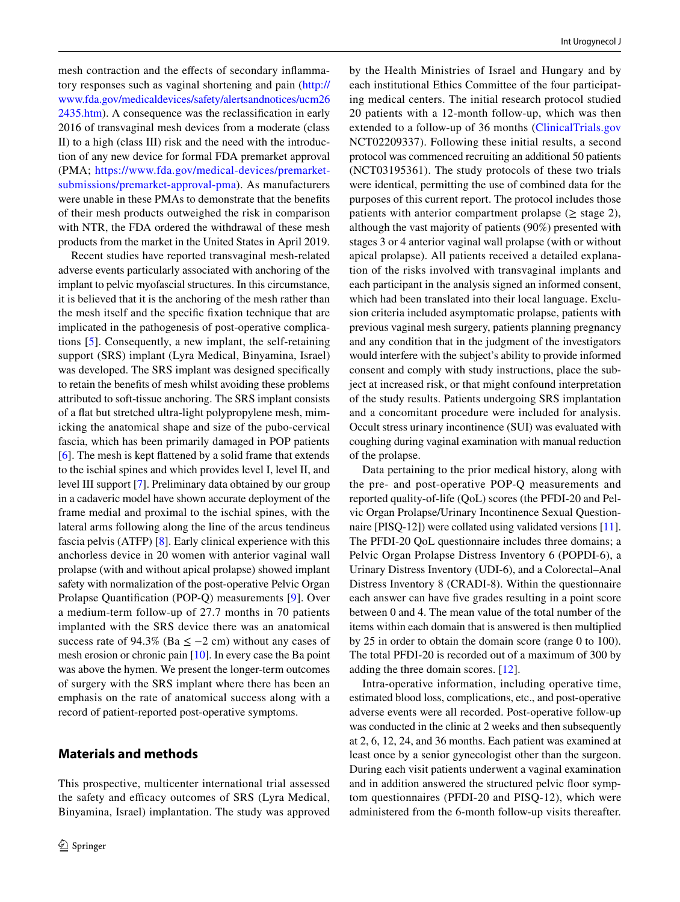mesh contraction and the effects of secondary inflammatory responses such as vaginal shortening and pain (http://www.fda.gov/medicaldevices/safety/alertsandnotices/ucm262435.htm). A consequence was the reclassification in early 2016 of transvaginal mesh devices from a moderate (class II) to a high (class III) risk and the need with the introduction of any new device for formal FDA premarket approval (PMA; https://www.fda.gov/medical-devices/premarket-submissions/premarket-approval-pma). As manufacturers were unable in these PMAs to demonstrate that the benefits of their mesh products outweighed the risk in comparison with NTR, the FDA ordered the withdrawal of these mesh products from the market in the United States in April 2019.

Recent studies have reported transvaginal mesh-related adverse events particularly associated with anchoring of the implant to pelvic myofascial structures. In this circumstance, it is believed that it is the anchoring of the mesh rather than the mesh itself and the specific fixation technique that are implicated in the pathogenesis of post-operative complications [5]. Consequently, a new implant, the self-retaining support (SRS) implant (Lyra Medical, Binyamina, Israel) was developed. The SRS implant was designed specifically to retain the benefits of mesh whilst avoiding these problems attributed to soft-tissue anchoring. The SRS implant consists of a flat but stretched ultra-light polypropylene mesh, mimicking the anatomical shape and size of the pubo-cervical fascia, which has been primarily damaged in POP patients [6]. The mesh is kept flattened by a solid frame that extends to the ischial spines and which provides level I, level II, and level III support [7]. Preliminary data obtained by our group in a cadaveric model have shown accurate deployment of the frame medial and proximal to the ischial spines, with the lateral arms following along the line of the arcus tendineus fascia pelvis (ATFP) [8]. Early clinical experience with this anchorless device in 20 women with anterior vaginal wall prolapse (with and without apical prolapse) showed implant safety with normalization of the post-operative Pelvic Organ Prolapse Quantification (POP-Q) measurements [9]. Over a medium-term follow-up of 27.7 months in 70 patients implanted with the SRS device there was an anatomical success rate of 94.3% (Ba ≤ −2 cm) without any cases of mesh erosion or chronic pain [10]. In every case the Ba point was above the hymen. We present the longer-term outcomes of surgery with the SRS implant where there has been an emphasis on the rate of anatomical success along with a record of patient-reported post-operative symptoms.

## Materials and methods

This prospective, multicenter international trial assessed the safety and efficacy outcomes of SRS (Lyra Medical, Binyamina, Israel) implantation. The study was approved by the Health Ministries of Israel and Hungary and by each institutional Ethics Committee of the four participating medical centers. The initial research protocol studied 20 patients with a 12-month follow-up, which was then extended to a follow-up of 36 months (ClinicalTrials.gov NCT02209337). Following these initial results, a second protocol was commenced recruiting an additional 50 patients (NCT03195361). The study protocols of these two trials were identical, permitting the use of combined data for the purposes of this current report. The protocol includes those patients with anterior compartment prolapse (≥ stage 2), although the vast majority of patients (90%) presented with stages 3 or 4 anterior vaginal wall prolapse (with or without apical prolapse). All patients received a detailed explanation of the risks involved with transvaginal implants and each participant in the analysis signed an informed consent, which had been translated into their local language. Exclusion criteria included asymptomatic prolapse, patients with previous vaginal mesh surgery, patients planning pregnancy and any condition that in the judgment of the investigators would interfere with the subject's ability to provide informed consent and comply with study instructions, place the subject at increased risk, or that might confound interpretation of the study results. Patients undergoing SRS implantation and a concomitant procedure were included for analysis. Occult stress urinary incontinence (SUI) was evaluated with coughing during vaginal examination with manual reduction of the prolapse.

Data pertaining to the prior medical history, along with the pre- and post-operative POP-Q measurements and reported quality-of-life (QoL) scores (the PFDI-20 and Pelvic Organ Prolapse/Urinary Incontinence Sexual Questionnaire [PISQ-12]) were collated using validated versions [11]. The PFDI-20 QoL questionnaire includes three domains; a Pelvic Organ Prolapse Distress Inventory 6 (POPDI-6), a Urinary Distress Inventory (UDI-6), and a Colorectal–Anal Distress Inventory 8 (CRADI-8). Within the questionnaire each answer can have five grades resulting in a point score between 0 and 4. The mean value of the total number of the items within each domain that is answered is then multiplied by 25 in order to obtain the domain score (range 0 to 100). The total PFDI-20 is recorded out of a maximum of 300 by adding the three domain scores. [12].

Intra-operative information, including operative time, estimated blood loss, complications, etc., and post-operative adverse events were all recorded. Post-operative follow-up was conducted in the clinic at 2 weeks and then subsequently at 2, 6, 12, 24, and 36 months. Each patient was examined at least once by a senior gynecologist other than the surgeon. During each visit patients underwent a vaginal examination and in addition answered the structured pelvic floor symptom questionnaires (PFDI-20 and PISQ-12), which were administered from the 6-month follow-up visits thereafter.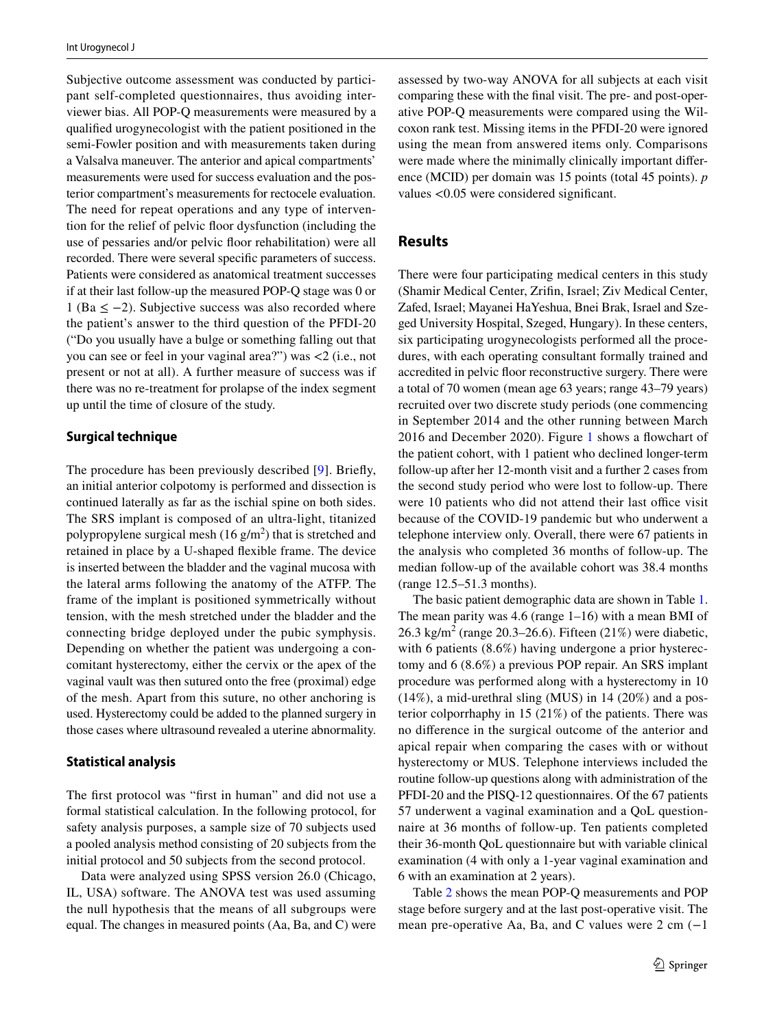Subjective outcome assessment was conducted by participant self-completed questionnaires, thus avoiding interviewer bias. All POP-Q measurements were measured by a qualified urogynecologist with the patient positioned in the semi-Fowler position and with measurements taken during a Valsalva maneuver. The anterior and apical compartments' measurements were used for success evaluation and the posterior compartment's measurements for rectocele evaluation. The need for repeat operations and any type of intervention for the relief of pelvic floor dysfunction (including the use of pessaries and/or pelvic floor rehabilitation) were all recorded. There were several specific parameters of success. Patients were considered as anatomical treatment successes if at their last follow-up the measured POP-Q stage was 0 or 1 (Ba $\leq -2$). Subjective success was also recorded where the patient's answer to the third question of the PFDI-20 ("Do you usually have a bulge or something falling out that you can see or feel in your vaginal area?") was <2 (i.e., not present or not at all). A further measure of success was if there was no re-treatment for prolapse of the index segment up until the time of closure of the study.

### Surgical technique

The procedure has been previously described [9]. Briefly, an initial anterior colpotomy is performed and dissection is continued laterally as far as the ischial spine on both sides. The SRS implant is composed of an ultra-light, titanized polypropylene surgical mesh (16 g/m$^2$) that is stretched and retained in place by a U-shaped flexible frame. The device is inserted between the bladder and the vaginal mucosa with the lateral arms following the anatomy of the ATFP. The frame of the implant is positioned symmetrically without tension, with the mesh stretched under the bladder and the connecting bridge deployed under the pubic symphysis. Depending on whether the patient was undergoing a concomitant hysterectomy, either the cervix or the apex of the vaginal vault was then sutured onto the free (proximal) edge of the mesh. Apart from this suture, no other anchoring is used. Hysterectomy could be added to the planned surgery in those cases where ultrasound revealed a uterine abnormality.

### Statistical analysis

The first protocol was "first in human" and did not use a formal statistical calculation. In the following protocol, for safety analysis purposes, a sample size of 70 subjects used a pooled analysis method consisting of 20 subjects from the initial protocol and 50 subjects from the second protocol.

Data were analyzed using SPSS version 26.0 (Chicago, IL, USA) software. The ANOVA test was used assuming the null hypothesis that the means of all subgroups were equal. The changes in measured points (Aa, Ba, and C) were assessed by two-way ANOVA for all subjects at each visit comparing these with the final visit. The pre- and post-operative POP-Q measurements were compared using the Wilcoxon rank test. Missing items in the PFDI-20 were ignored using the mean from answered items only. Comparisons were made where the minimally clinically important difference (MCID) per domain was 15 points (total 45 points). *p* values $<0.05$ were considered significant.

## Results

There were four participating medical centers in this study (Shamir Medical Center, Zrifin, Israel; Ziv Medical Center, Zafed, Israel; Mayanei HaYeshua, Bnei Brak, Israel and Szeged University Hospital, Szeged, Hungary). In these centers, six participating urogynecologists performed all the procedures, with each operating consultant formally trained and accredited in pelvic floor reconstructive surgery. There were a total of 70 women (mean age 63 years; range 43–79 years) recruited over two discrete study periods (one commencing in September 2014 and the other running between March 2016 and December 2020). Figure 1 shows a flowchart of the patient cohort, with 1 patient who declined longer-term follow-up after her 12-month visit and a further 2 cases from the second study period who were lost to follow-up. There were 10 patients who did not attend their last office visit because of the COVID-19 pandemic but who underwent a telephone interview only. Overall, there were 67 patients in the analysis who completed 36 months of follow-up. The median follow-up of the available cohort was 38.4 months (range 12.5–51.3 months).

The basic patient demographic data are shown in Table 1. The mean parity was 4.6 (range 1–16) with a mean BMI of 26.3 kg/m$^2$ (range 20.3–26.6). Fifteen (21%) were diabetic, with 6 patients (8.6%) having undergone a prior hysterectomy and 6 (8.6%) a previous POP repair. An SRS implant procedure was performed along with a hysterectomy in 10 (14%), a mid-urethral sling (MUS) in 14 (20%) and a posterior colporrhaphy in 15 (21%) of the patients. There was no difference in the surgical outcome of the anterior and apical repair when comparing the cases with or without hysterectomy or MUS. Telephone interviews included the routine follow-up questions along with administration of the PFDI-20 and the PISQ-12 questionnaires. Of the 67 patients 57 underwent a vaginal examination and a QoL questionnaire at 36 months of follow-up. Ten patients completed their 36-month QoL questionnaire but with variable clinical examination (4 with only a 1-year vaginal examination and 6 with an examination at 2 years).

Table 2 shows the mean POP-Q measurements and POP stage before surgery and at the last post-operative visit. The mean pre-operative Aa, Ba, and C values were 2 cm (−1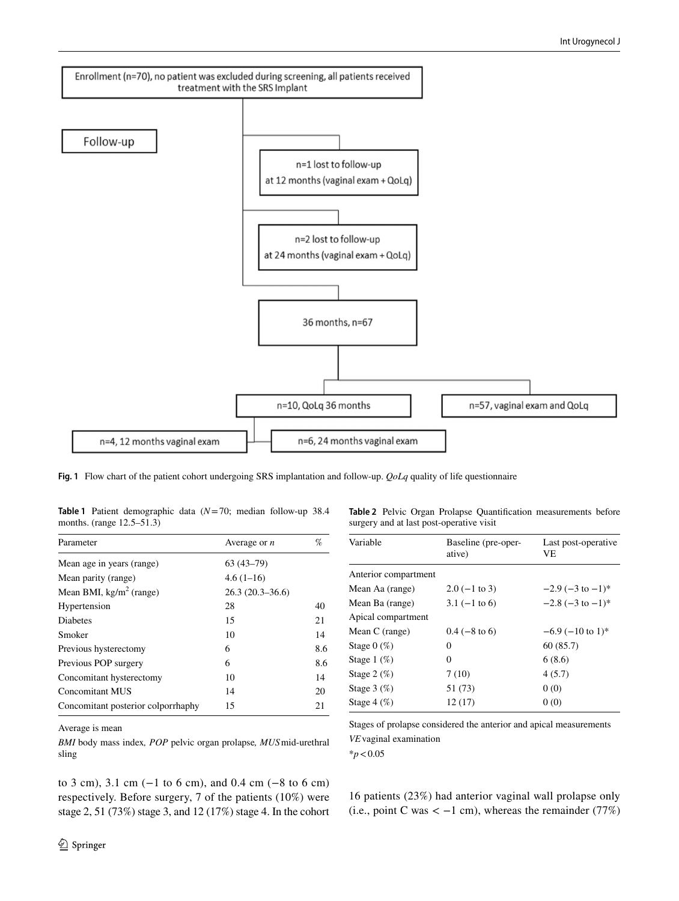Enrollment (n=70), no patient was excluded during screening, all patients received treatment with the SRS Implant

Follow-up

n=1 lost to follow-up at 12 months (vaginal exam + QoLq)

n=2 lost to follow-up at 24 months (vaginal exam + QoLq)

36 months, n=67

n=10, QoLq 36 months

n=57, vaginal exam and QoLq

n=4, 12 months vaginal exam

n=6, 24 months vaginal exam

**Fig. 1** Flow chart of the patient cohort undergoing SRS implantation and follow-up. *QoLq* quality of life questionnaire

**Table 1** Patient demographic data ($N=70$; median follow-up 38.4 months. (range 12.5–51.3)

| Parameter | Average or *n* | % |
|---|---|---|
| Mean age in years (range) | 63 (43–79) | |
| Mean parity (range) | 4.6 (1–16) | |
| Mean BMI, kg/m$^2$ (range) | 26.3 (20.3–36.6) | |
| Hypertension | 28 | 40 |
| Diabetes | 15 | 21 |
| Smoker | 10 | 14 |
| Previous hysterectomy | 6 | 8.6 |
| Previous POP surgery | 6 | 8.6 |
| Concomitant hysterectomy | 10 | 14 |
| Concomitant MUS | 14 | 20 |
| Concomitant posterior colporrhaphy | 15 | 21 |

Average is mean

*BMI* body mass index, *POP* pelvic organ prolapse, *MUS* mid-urethral sling

**Table 2** Pelvic Organ Prolapse Quantification measurements before surgery and at last post-operative visit

| Variable | Baseline (pre-operative) | Last post-operative VE |
|---|---|---|
| Anterior compartment | | |
| Mean Aa (range) | 2.0 (−1 to 3) | −2.9 (−3 to −1)* |
| Mean Ba (range) | 3.1 (−1 to 6) | −2.8 (−3 to −1)* |
| Apical compartment | | |
| Mean C (range) | 0.4 (−8 to 6) | −6.9 (−10 to 1)* |
| Stage 0 (%) | 0 | 60 (85.7) |
| Stage 1 (%) | 0 | 6 (8.6) |
| Stage 2 (%) | 7 (10) | 4 (5.7) |
| Stage 3 (%) | 51 (73) | 0 (0) |
| Stage 4 (%) | 12 (17) | 0 (0) |

Stages of prolapse considered the anterior and apical measurements

*VE* vaginal examination

*$p<0.05$

to 3 cm), 3.1 cm (−1 to 6 cm), and 0.4 cm (−8 to 6 cm) respectively. Before surgery, 7 of the patients (10%) were stage 2, 51 (73%) stage 3, and 12 (17%) stage 4. In the cohort 16 patients (23%) had anterior vaginal wall prolapse only (i.e., point C was < −1 cm), whereas the remainder (77%)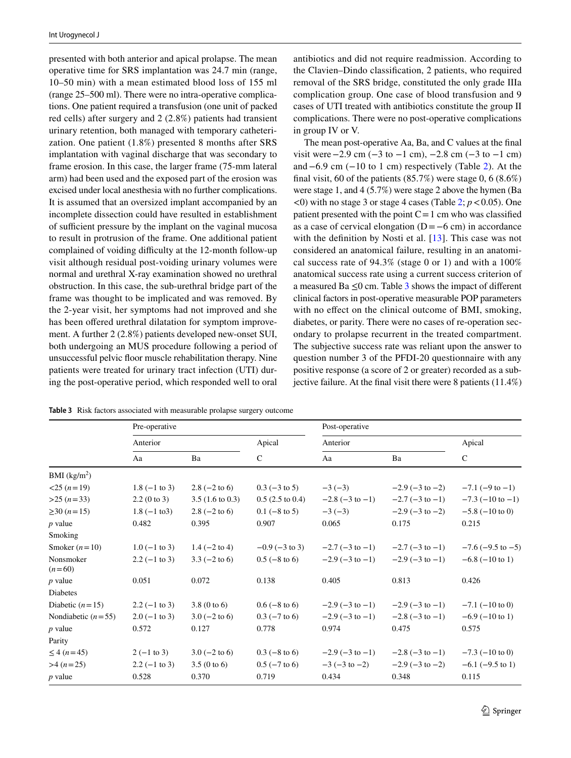presented with both anterior and apical prolapse. The mean operative time for SRS implantation was 24.7 min (range, 10–50 min) with a mean estimated blood loss of 155 ml (range 25–500 ml). There were no intra-operative complications. One patient required a transfusion (one unit of packed red cells) after surgery and 2 (2.8%) patients had transient urinary retention, both managed with temporary catheterization. One patient (1.8%) presented 8 months after SRS implantation with vaginal discharge that was secondary to frame erosion. In this case, the larger frame (75-mm lateral arm) had been used and the exposed part of the erosion was excised under local anesthesia with no further complications. It is assumed that an oversized implant accompanied by an incomplete dissection could have resulted in establishment of sufficient pressure by the implant on the vaginal mucosa to result in protrusion of the frame. One additional patient complained of voiding difficulty at the 12-month follow-up visit although residual post-voiding urinary volumes were normal and urethral X-ray examination showed no urethral obstruction. In this case, the sub-urethral bridge part of the frame was thought to be implicated and was removed. By the 2-year visit, her symptoms had not improved and she has been offered urethral dilatation for symptom improvement. A further 2 (2.8%) patients developed new-onset SUI, both undergoing an MUS procedure following a period of unsuccessful pelvic floor muscle rehabilitation therapy. Nine patients were treated for urinary tract infection (UTI) during the post-operative period, which responded well to oral antibiotics and did not require readmission. According to the Clavien–Dindo classification, 2 patients, who required removal of the SRS bridge, constituted the only grade IIIa complication group. One case of blood transfusion and 9 cases of UTI treated with antibiotics constitute the group II complications. There were no post-operative complications in group IV or V.

The mean post-operative Aa, Ba, and C values at the final visit were −2.9 cm (−3 to −1 cm), −2.8 cm (−3 to −1 cm) and −6.9 cm (−10 to 1 cm) respectively (Table 2). At the final visit, 60 of the patients (85.7%) were stage 0, 6 (8.6%) were stage 1, and 4 (5.7%) were stage 2 above the hymen (Ba <0) with no stage 3 or stage 4 cases (Table 2; $p<0.05$). One patient presented with the point C = 1 cm who was classified as a case of cervical elongation (D = −6 cm) in accordance with the definition by Nosti et al. [13]. This case was not considered an anatomical failure, resulting in an anatomical success rate of 94.3% (stage 0 or 1) and with a 100% anatomical success rate using a current success criterion of a measured Ba ≤0 cm. Table 3 shows the impact of different clinical factors in post-operative measurable POP parameters with no effect on the clinical outcome of BMI, smoking, diabetes, or parity. There were no cases of re-operation secondary to prolapse recurrent in the treated compartment. The subjective success rate was reliant upon the answer to question number 3 of the PFDI-20 questionnaire with any positive response (a score of 2 or greater) recorded as a subjective failure. At the final visit there were 8 patients (11.4%)

**Table 3** Risk factors associated with measurable prolapse surgery outcome

| | Pre-operative | | | Post-operative | | |
|---|---|---|---|---|---|---|
| | Anterior | | Apical | Anterior | | Apical |
| | Aa | Ba | C | Aa | Ba | C |
| BMI (kg/m$^2$) | | | | | | |
| <25 (n = 19) | 1.8 (−1 to 3) | 2.8 (−2 to 6) | 0.3 (−3 to 5) | −3 (−3) | −2.9 (−3 to −2) | −7.1 (−9 to −1) |
| >25 (n = 33) | 2.2 (0 to 3) | 3.5 (1.6 to 0.3) | 0.5 (2.5 to 0.4) | −2.8 (−3 to −1) | −2.7 (−3 to −1) | −7.3 (−10 to −1) |
| ≥30 (n = 15) | 1.8 (−1 to3) | 2.8 (−2 to 6) | 0.1 (−8 to 5) | −3 (−3) | −2.9 (−3 to −2) | −5.8 (−10 to 0) |
| p value | 0.482 | 0.395 | 0.907 | 0.065 | 0.175 | 0.215 |
| Smoking | | | | | | |
| Smoker (n = 10) | 1.0 (−1 to 3) | 1.4 (−2 to 4) | −0.9 (−3 to 3) | −2.7 (−3 to −1) | −2.7 (−3 to −1) | −7.6 (−9.5 to −5) |
| Nonsmoker (n = 60) | 2.2 (−1 to 3) | 3.3 (−2 to 6) | 0.5 (−8 to 6) | −2.9 (−3 to −1) | −2.9 (−3 to −1) | −6.8 (−10 to 1) |
| p value | 0.051 | 0.072 | 0.138 | 0.405 | 0.813 | 0.426 |
| Diabetes | | | | | | |
| Diabetic (n = 15) | 2.2 (−1 to 3) | 3.8 (0 to 6) | 0.6 (−8 to 6) | −2.9 (−3 to −1) | −2.9 (−3 to −1) | −7.1 (−10 to 0) |
| Nondiabetic (n = 55) | 2.0 (−1 to 3) | 3.0 (−2 to 6) | 0.3 (−7 to 6) | −2.9 (−3 to −1) | −2.8 (−3 to −1) | −6.9 (−10 to 1) |
| p value | 0.572 | 0.127 | 0.778 | 0.974 | 0.475 | 0.575 |
| Parity | | | | | | |
| ≤ 4 (n = 45) | 2 (−1 to 3) | 3.0 (−2 to 6) | 0.3 (−8 to 6) | −2.9 (−3 to −1) | −2.8 (−3 to −1) | −7.3 (−10 to 0) |
| >4 (n = 25) | 2.2 (−1 to 3) | 3.5 (0 to 6) | 0.5 (−7 to 6) | −3 (−3 to −2) | −2.9 (−3 to −2) | −6.1 (−9.5 to 1) |
| p value | 0.528 | 0.370 | 0.719 | 0.434 | 0.348 | 0.115 |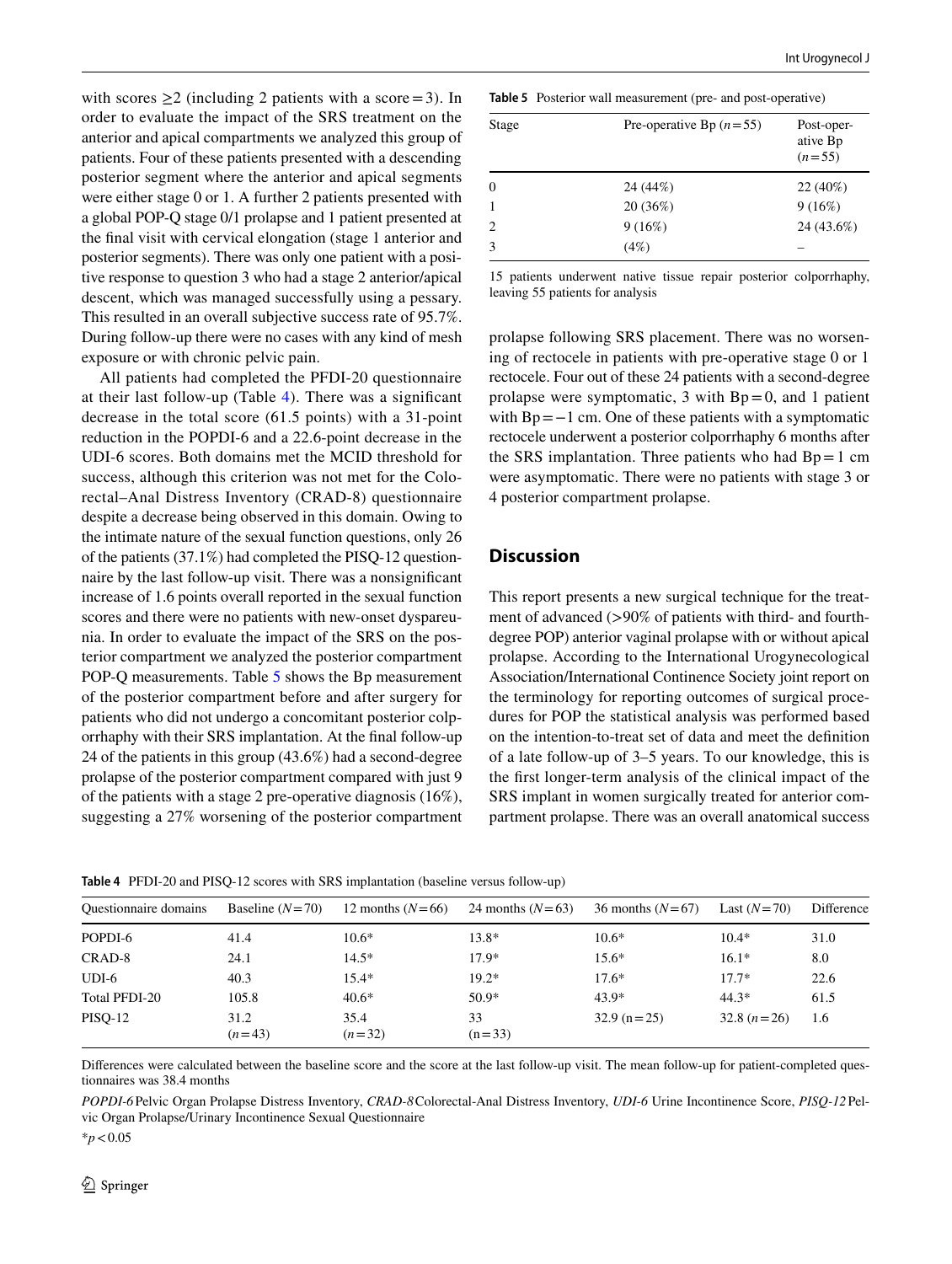with scores ≥2 (including 2 patients with a score = 3). In order to evaluate the impact of the SRS treatment on the anterior and apical compartments we analyzed this group of patients. Four of these patients presented with a descending posterior segment where the anterior and apical segments were either stage 0 or 1. A further 2 patients presented with a global POP-Q stage 0/1 prolapse and 1 patient presented at the final visit with cervical elongation (stage 1 anterior and posterior segments). There was only one patient with a positive response to question 3 who had a stage 2 anterior/apical descent, which was managed successfully using a pessary. This resulted in an overall subjective success rate of 95.7%. During follow-up there were no cases with any kind of mesh exposure or with chronic pelvic pain.

All patients had completed the PFDI-20 questionnaire at their last follow-up (Table 4). There was a significant decrease in the total score (61.5 points) with a 31-point reduction in the POPDI-6 and a 22.6-point decrease in the UDI-6 scores. Both domains met the MCID threshold for success, although this criterion was not met for the Colorectal–Anal Distress Inventory (CRAD-8) questionnaire despite a decrease being observed in this domain. Owing to the intimate nature of the sexual function questions, only 26 of the patients (37.1%) had completed the PISQ-12 questionnaire by the last follow-up visit. There was a nonsignificant increase of 1.6 points overall reported in the sexual function scores and there were no patients with new-onset dyspareunia. In order to evaluate the impact of the SRS on the posterior compartment we analyzed the posterior compartment POP-Q measurements. Table 5 shows the Bp measurement of the posterior compartment before and after surgery for patients who did not undergo a concomitant posterior colporrhaphy with their SRS implantation. At the final follow-up 24 of the patients in this group (43.6%) had a second-degree prolapse of the posterior compartment compared with just 9 of the patients with a stage 2 pre-operative diagnosis (16%), suggesting a 27% worsening of the posterior compartment prolapse following SRS placement. There was no worsening of rectocele in patients with pre-operative stage 0 or 1 rectocele. Four out of these 24 patients with a second-degree prolapse were symptomatic, 3 with Bp = 0, and 1 patient with Bp = −1 cm. One of these patients with a symptomatic rectocele underwent a posterior colporrhaphy 6 months after the SRS implantation. Three patients who had Bp = 1 cm were asymptomatic. There were no patients with stage 3 or 4 posterior compartment prolapse.

**Table 5** Posterior wall measurement (pre- and post-operative)

| Stage | Pre-operative Bp ($n = 55$) | Post-operative Bp ($n = 55$) |
|---|---|---|
| 0 | 24 (44%) | 22 (40%) |
| 1 | 20 (36%) | 9 (16%) |
| 2 | 9 (16%) | 24 (43.6%) |
| 3 | (4%) | – |

15 patients underwent native tissue repair posterior colporrhaphy, leaving 55 patients for analysis

## Discussion

This report presents a new surgical technique for the treatment of advanced (>90% of patients with third- and fourth-degree POP) anterior vaginal prolapse with or without apical prolapse. According to the International Urogynecological Association/International Continence Society joint report on the terminology for reporting outcomes of surgical procedures for POP the statistical analysis was performed based on the intention-to-treat set of data and meet the definition of a late follow-up of 3–5 years. To our knowledge, this is the first longer-term analysis of the clinical impact of the SRS implant in women surgically treated for anterior compartment prolapse. There was an overall anatomical success

**Table 4** PFDI-20 and PISQ-12 scores with SRS implantation (baseline versus follow-up)

| Questionnaire domains | Baseline ($N = 70$) | 12 months ($N = 66$) | 24 months ($N = 63$) | 36 months ($N = 67$) | Last ($N = 70$) | Difference |
|---|---|---|---|---|---|---|
| POPDI-6 | 41.4 | 10.6* | 13.8* | 10.6* | 10.4* | 31.0 |
| CRAD-8 | 24.1 | 14.5* | 17.9* | 15.6* | 16.1* | 8.0 |
| UDI-6 | 40.3 | 15.4* | 19.2* | 17.6* | 17.7* | 22.6 |
| Total PFDI-20 | 105.8 | 40.6* | 50.9* | 43.9* | 44.3* | 61.5 |
| PISQ-12 | 31.2 ($n = 43$) | 35.4 ($n = 32$) | 33 ($n = 33$) | 32.9 ($n = 25$) | 32.8 ($n = 26$) | 1.6 |

Differences were calculated between the baseline score and the score at the last follow-up visit. The mean follow-up for patient-completed questionnaires was 38.4 months

*POPDI-6* Pelvic Organ Prolapse Distress Inventory, *CRAD-8* Colorectal-Anal Distress Inventory, *UDI-6* Urine Incontinence Score, *PISQ-12* Pelvic Organ Prolapse/Urinary Incontinence Sexual Questionnaire

*$p < 0.05$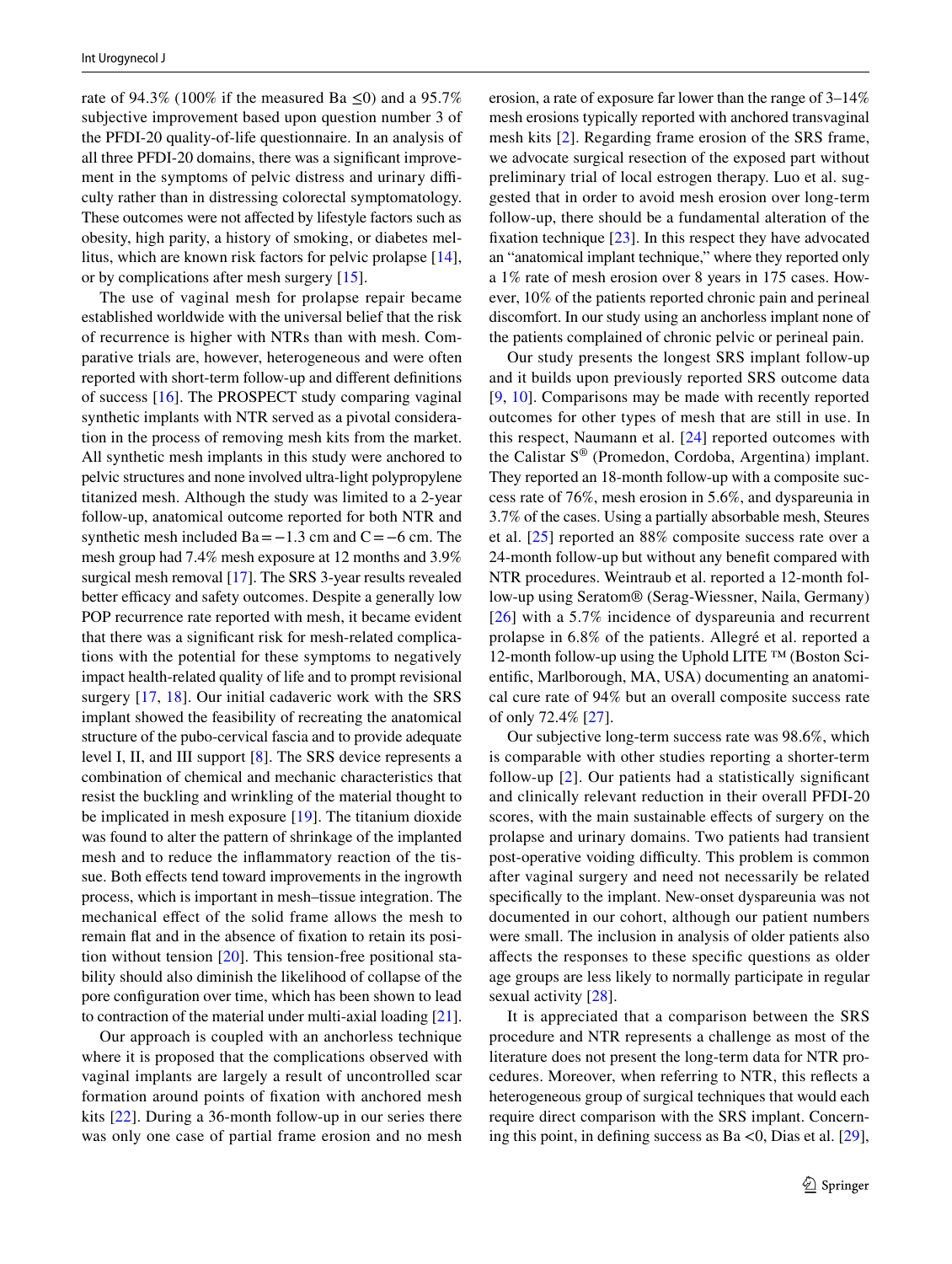rate of 94.3% (100% if the measured Ba $\leq 0$) and a 95.7% subjective improvement based upon question number 3 of the PFDI-20 quality-of-life questionnaire. In an analysis of all three PFDI-20 domains, there was a significant improvement in the symptoms of pelvic distress and urinary difficulty rather than in distressing colorectal symptomatology. These outcomes were not affected by lifestyle factors such as obesity, high parity, a history of smoking, or diabetes mellitus, which are known risk factors for pelvic prolapse [14], or by complications after mesh surgery [15].

The use of vaginal mesh for prolapse repair became established worldwide with the universal belief that the risk of recurrence is higher with NTRs than with mesh. Comparative trials are, however, heterogeneous and were often reported with short-term follow-up and different definitions of success [16]. The PROSPECT study comparing vaginal synthetic implants with NTR served as a pivotal consideration in the process of removing mesh kits from the market. All synthetic mesh implants in this study were anchored to pelvic structures and none involved ultra-light polypropylene titanized mesh. Although the study was limited to a 2-year follow-up, anatomical outcome reported for both NTR and synthetic mesh included Ba = −1.3 cm and C = −6 cm. The mesh group had 7.4% mesh exposure at 12 months and 3.9% surgical mesh removal [17]. The SRS 3-year results revealed better efficacy and safety outcomes. Despite a generally low POP recurrence rate reported with mesh, it became evident that there was a significant risk for mesh-related complications with the potential for these symptoms to negatively impact health-related quality of life and to prompt revisional surgery [17, 18]. Our initial cadaveric work with the SRS implant showed the feasibility of recreating the anatomical structure of the pubo-cervical fascia and to provide adequate level I, II, and III support [8]. The SRS device represents a combination of chemical and mechanic characteristics that resist the buckling and wrinkling of the material thought to be implicated in mesh exposure [19]. The titanium dioxide was found to alter the pattern of shrinkage of the implanted mesh and to reduce the inflammatory reaction of the tissue. Both effects tend toward improvements in the ingrowth process, which is important in mesh–tissue integration. The mechanical effect of the solid frame allows the mesh to remain flat and in the absence of fixation to retain its position without tension [20]. This tension-free positional stability should also diminish the likelihood of collapse of the pore configuration over time, which has been shown to lead to contraction of the material under multi-axial loading [21].

Our approach is coupled with an anchorless technique where it is proposed that the complications observed with vaginal implants are largely a result of uncontrolled scar formation around points of fixation with anchored mesh kits [22]. During a 36-month follow-up in our series there was only one case of partial frame erosion and no mesh erosion, a rate of exposure far lower than the range of 3–14% mesh erosions typically reported with anchored transvaginal mesh kits [2]. Regarding frame erosion of the SRS frame, we advocate surgical resection of the exposed part without preliminary trial of local estrogen therapy. Luo et al. suggested that in order to avoid mesh erosion over long-term follow-up, there should be a fundamental alteration of the fixation technique [23]. In this respect they have advocated an "anatomical implant technique," where they reported only a 1% rate of mesh erosion over 8 years in 175 cases. However, 10% of the patients reported chronic pain and perineal discomfort. In our study using an anchorless implant none of the patients complained of chronic pelvic or perineal pain.

Our study presents the longest SRS implant follow-up and it builds upon previously reported SRS outcome data [9, 10]. Comparisons may be made with recently reported outcomes for other types of mesh that are still in use. In this respect, Naumann et al. [24] reported outcomes with the Calistar S® (Promedon, Cordoba, Argentina) implant. They reported an 18-month follow-up with a composite success rate of 76%, mesh erosion in 5.6%, and dyspareunia in 3.7% of the cases. Using a partially absorbable mesh, Steures et al. [25] reported an 88% composite success rate over a 24-month follow-up but without any benefit compared with NTR procedures. Weintraub et al. reported a 12-month follow-up using Seratom® (Serag-Wiessner, Naila, Germany) [26] with a 5.7% incidence of dyspareunia and recurrent prolapse in 6.8% of the patients. Allegré et al. reported a 12-month follow-up using the Uphold LITE ™ (Boston Scientific, Marlborough, MA, USA) documenting an anatomical cure rate of 94% but an overall composite success rate of only 72.4% [27].

Our subjective long-term success rate was 98.6%, which is comparable with other studies reporting a shorter-term follow-up [2]. Our patients had a statistically significant and clinically relevant reduction in their overall PFDI-20 scores, with the main sustainable effects of surgery on the prolapse and urinary domains. Two patients had transient post-operative voiding difficulty. This problem is common after vaginal surgery and need not necessarily be related specifically to the implant. New-onset dyspareunia was not documented in our cohort, although our patient numbers were small. The inclusion in analysis of older patients also affects the responses to these specific questions as older age groups are less likely to normally participate in regular sexual activity [28].

It is appreciated that a comparison between the SRS procedure and NTR represents a challenge as most of the literature does not present the long-term data for NTR procedures. Moreover, when referring to NTR, this reflects a heterogeneous group of surgical techniques that would each require direct comparison with the SRS implant. Concerning this point, in defining success as Ba <0, Dias et al. [29],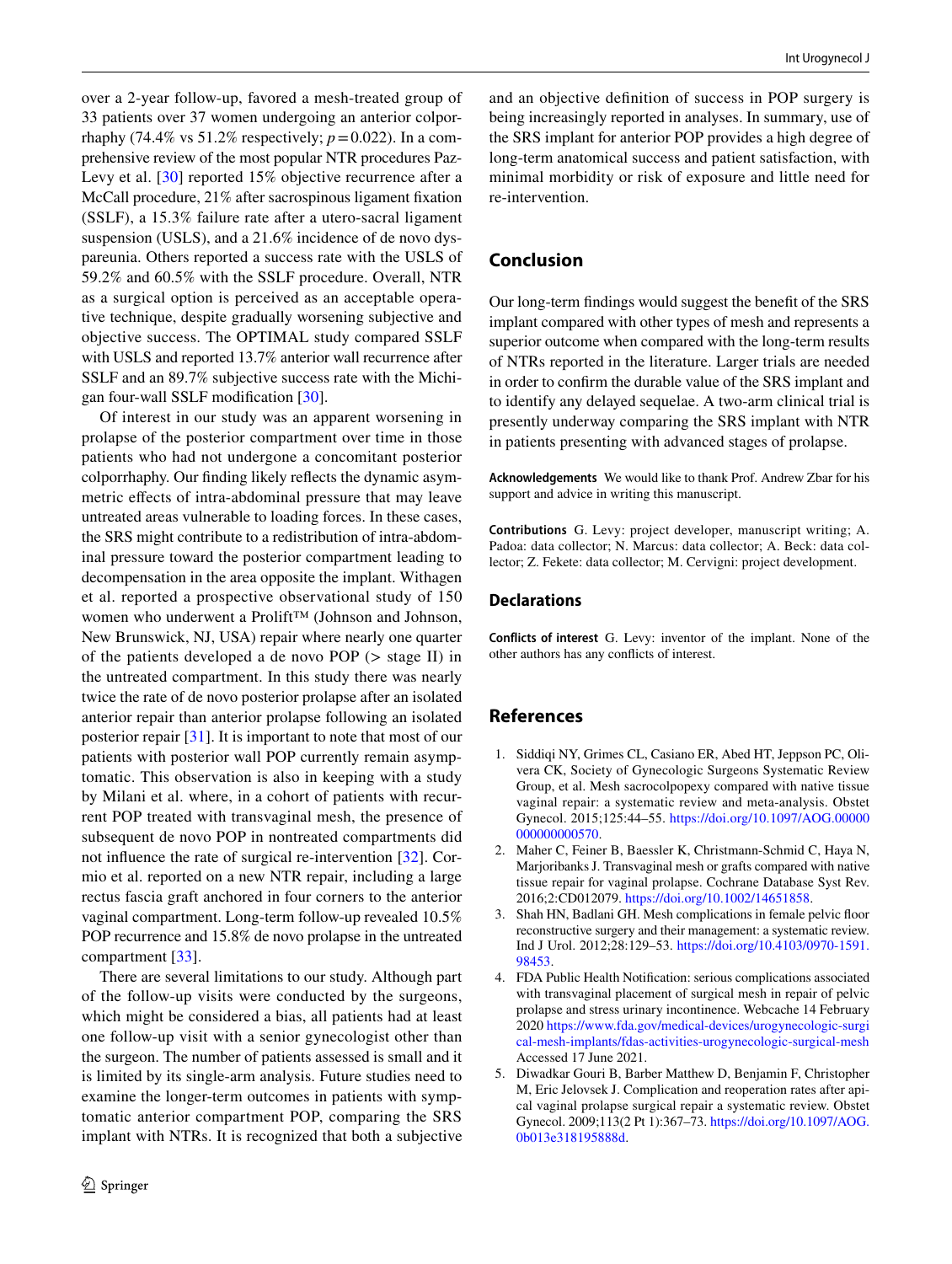over a 2-year follow-up, favored a mesh-treated group of 33 patients over 37 women undergoing an anterior colporrhaphy (74.4% vs 51.2% respectively; $p = 0.022$). In a comprehensive review of the most popular NTR procedures Paz-Levy et al. [30] reported 15% objective recurrence after a McCall procedure, 21% after sacrospinous ligament fixation (SSLF), a 15.3% failure rate after a utero-sacral ligament suspension (USLS), and a 21.6% incidence of de novo dyspareunia. Others reported a success rate with the USLS of 59.2% and 60.5% with the SSLF procedure. Overall, NTR as a surgical option is perceived as an acceptable operative technique, despite gradually worsening subjective and objective success. The OPTIMAL study compared SSLF with USLS and reported 13.7% anterior wall recurrence after SSLF and an 89.7% subjective success rate with the Michigan four-wall SSLF modification [30].

Of interest in our study was an apparent worsening in prolapse of the posterior compartment over time in those patients who had not undergone a concomitant posterior colporrhaphy. Our finding likely reflects the dynamic asymmetric effects of intra-abdominal pressure that may leave untreated areas vulnerable to loading forces. In these cases, the SRS might contribute to a redistribution of intra-abdominal pressure toward the posterior compartment leading to decompensation in the area opposite the implant. Withagen et al. reported a prospective observational study of 150 women who underwent a Prolift™ (Johnson and Johnson, New Brunswick, NJ, USA) repair where nearly one quarter of the patients developed a de novo POP (> stage II) in the untreated compartment. In this study there was nearly twice the rate of de novo posterior prolapse after an isolated anterior repair than anterior prolapse following an isolated posterior repair [31]. It is important to note that most of our patients with posterior wall POP currently remain asymptomatic. This observation is also in keeping with a study by Milani et al. where, in a cohort of patients with recurrent POP treated with transvaginal mesh, the presence of subsequent de novo POP in nontreated compartments did not influence the rate of surgical re-intervention [32]. Cormio et al. reported on a new NTR repair, including a large rectus fascia graft anchored in four corners to the anterior vaginal compartment. Long-term follow-up revealed 10.5% POP recurrence and 15.8% de novo prolapse in the untreated compartment [33].

There are several limitations to our study. Although part of the follow-up visits were conducted by the surgeons, which might be considered a bias, all patients had at least one follow-up visit with a senior gynecologist other than the surgeon. The number of patients assessed is small and it is limited by its single-arm analysis. Future studies need to examine the longer-term outcomes in patients with symptomatic anterior compartment POP, comparing the SRS implant with NTRs. It is recognized that both a subjective and an objective definition of success in POP surgery is being increasingly reported in analyses. In summary, use of the SRS implant for anterior POP provides a high degree of long-term anatomical success and patient satisfaction, with minimal morbidity or risk of exposure and little need for re-intervention.

## Conclusion

Our long-term findings would suggest the benefit of the SRS implant compared with other types of mesh and represents a superior outcome when compared with the long-term results of NTRs reported in the literature. Larger trials are needed in order to confirm the durable value of the SRS implant and to identify any delayed sequelae. A two-arm clinical trial is presently underway comparing the SRS implant with NTR in patients presenting with advanced stages of prolapse.

**Acknowledgements** We would like to thank Prof. Andrew Zbar for his support and advice in writing this manuscript.

**Contributions** G. Levy: project developer, manuscript writing; A. Padoa: data collector; N. Marcus: data collector; A. Beck: data collector; Z. Fekete: data collector; M. Cervigni: project development.

### Declarations

**Conflicts of interest** G. Levy: inventor of the implant. None of the other authors has any conflicts of interest.

## References

1. Siddiqi NY, Grimes CL, Casiano ER, Abed HT, Jeppson PC, Olivera CK, Society of Gynecologic Surgeons Systematic Review Group, et al. Mesh sacrocolpopexy compared with native tissue vaginal repair: a systematic review and meta-analysis. Obstet Gynecol. 2015;125:44–55. https://doi.org/10.1097/AOG.00000000000000570.
2. Maher C, Feiner B, Baessler K, Christmann-Schmid C, Haya N, Marjoribanks J. Transvaginal mesh or grafts compared with native tissue repair for vaginal prolapse. Cochrane Database Syst Rev. 2016;2:CD012079. https://doi.org/10.1002/14651858.
3. Shah HN, Badlani GH. Mesh complications in female pelvic floor reconstructive surgery and their management: a systematic review. Ind J Urol. 2012;28:129–53. https://doi.org/10.4103/0970-1591.98453.
4. FDA Public Health Notification: serious complications associated with transvaginal placement of surgical mesh in repair of pelvic prolapse and stress urinary incontinence. Webcache 14 February 2020 https://www.fda.gov/medical-devices/urogynecologic-surgical-mesh-implants/fdas-activities-urogynecologic-surgical-mesh Accessed 17 June 2021.
5. Diwadkar Gouri B, Barber Matthew D, Benjamin F, Christopher M, Eric Jelovsek J. Complication and reoperation rates after apical vaginal prolapse surgical repair a systematic review. Obstet Gynecol. 2009;113(2 Pt 1):367–73. https://doi.org/10.1097/AOG.0b013e318195888d.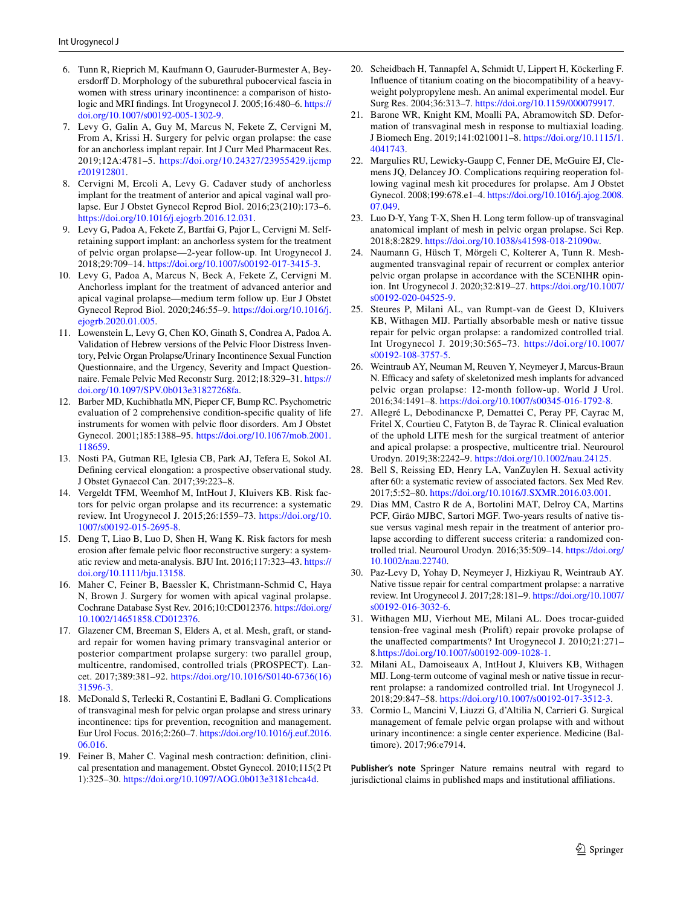6. Tunn R, Rieprich M, Kaufmann O, Gauruder-Burmester A, Beyersdorff D. Morphology of the suburethral pubocervical fascia in women with stress urinary incontinence: a comparison of histologic and MRI findings. Int Urogynecol J. 2005;16:480–6. https://doi.org/10.1007/s00192-005-1302-9.
7. Levy G, Galin A, Guy M, Marcus N, Fekete Z, Cervigni M, From A, Krissi H. Surgery for pelvic organ prolapse: the case for an anchorless implant repair. Int J Curr Med Pharmaceut Res. 2019;12A:4781–5. https://doi.org/10.24327/23955429.ijcmpr201912801.
8. Cervigni M, Ercoli A, Levy G. Cadaver study of anchorless implant for the treatment of anterior and apical vaginal wall prolapse. Eur J Obstet Gynecol Reprod Biol. 2016;23(210):173–6. https://doi.org/10.1016/j.ejogrb.2016.12.031.
9. Levy G, Padoa A, Fekete Z, Bartfai G, Pajor L, Cervigni M. Self-retaining support implant: an anchorless system for the treatment of pelvic organ prolapse—2-year follow-up. Int Urogynecol J. 2018;29:709–14. https://doi.org/10.1007/s00192-017-3415-3.
10. Levy G, Padoa A, Marcus N, Beck A, Fekete Z, Cervigni M. Anchorless implant for the treatment of advanced anterior and apical vaginal prolapse—medium term follow up. Eur J Obstet Gynecol Reprod Biol. 2020;246:55–9. https://doi.org/10.1016/j.ejogrb.2020.01.005.
11. Lowenstein L, Levy G, Chen KO, Ginath S, Condrea A, Padoa A. Validation of Hebrew versions of the Pelvic Floor Distress Inventory, Pelvic Organ Prolapse/Urinary Incontinence Sexual Function Questionnaire, and the Urgency, Severity and Impact Questionnaire. Female Pelvic Med Reconstr Surg. 2012;18:329–31. https://doi.org/10.1097/SPV.0b013e31827268fa.
12. Barber MD, Kuchibhatla MN, Pieper CF, Bump RC. Psychometric evaluation of 2 comprehensive condition-specific quality of life instruments for women with pelvic floor disorders. Am J Obstet Gynecol. 2001;185:1388–95. https://doi.org/10.1067/mob.2001.118659.
13. Nosti PA, Gutman RE, Iglesia CB, Park AJ, Tefera E, Sokol AI. Defining cervical elongation: a prospective observational study. J Obstet Gynaecol Can. 2017;39:223–8.
14. Vergeldt TFM, Weemhof M, IntHout J, Kluivers KB. Risk factors for pelvic organ prolapse and its recurrence: a systematic review. Int Urogynecol J. 2015;26:1559–73. https://doi.org/10.1007/s00192-015-2695-8.
15. Deng T, Liao B, Luo D, Shen H, Wang K. Risk factors for mesh erosion after female pelvic floor reconstructive surgery: a systematic review and meta-analysis. BJU Int. 2016;117:323–43. https://doi.org/10.1111/bju.13158.
16. Maher C, Feiner B, Baessler K, Christmann-Schmid C, Haya N, Brown J. Surgery for women with apical vaginal prolapse. Cochrane Database Syst Rev. 2016;10:CD012376. https://doi.org/10.1002/14651858.CD012376.
17. Glazener CM, Breeman S, Elders A, et al. Mesh, graft, or standard repair for women having primary transvaginal anterior or posterior compartment prolapse surgery: two parallel group, multicentre, randomised, controlled trials (PROSPECT). Lancet. 2017;389:381–92. https://doi.org/10.1016/S0140-6736(16)31596-3.
18. McDonald S, Terlecki R, Costantini E, Badlani G. Complications of transvaginal mesh for pelvic organ prolapse and stress urinary incontinence: tips for prevention, recognition and management. Eur Urol Focus. 2016;2:260–7. https://doi.org/10.1016/j.euf.2016.06.016.
19. Feiner B, Maher C. Vaginal mesh contraction: definition, clinical presentation and management. Obstet Gynecol. 2010;115(2 Pt 1):325–30. https://doi.org/10.1097/AOG.0b013e3181cbca4d.
20. Scheidbach H, Tannapfel A, Schmidt U, Lippert H, Köckerling F. Influence of titanium coating on the biocompatibility of a heavyweight polypropylene mesh. An animal experimental model. Eur Surg Res. 2004;36:313–7. https://doi.org/10.1159/000079917.
21. Barone WR, Knight KM, Moalli PA, Abramowitch SD. Deformation of transvaginal mesh in response to multiaxial loading. J Biomech Eng. 2019;141:0210011–8. https://doi.org/10.1115/1.4041743.
22. Margulies RU, Lewicky-Gaupp C, Fenner DE, McGuire EJ, Clemens JQ, Delancey JO. Complications requiring reoperation following vaginal mesh kit procedures for prolapse. Am J Obstet Gynecol. 2008;199:678.e1–4. https://doi.org/10.1016/j.ajog.2008.07.049.
23. Luo D-Y, Yang T-X, Shen H. Long term follow-up of transvaginal anatomical implant of mesh in pelvic organ prolapse. Sci Rep. 2018;8:2829. https://doi.org/10.1038/s41598-018-21090w.
24. Naumann G, Hüsch T, Mörgeli C, Kolterer A, Tunn R. Mesh-augmented transvaginal repair of recurrent or complex anterior pelvic organ prolapse in accordance with the SCENIHR opinion. Int Urogynecol J. 2020;32:819–27. https://doi.org/10.1007/s00192-020-04525-9.
25. Steures P, Milani AL, van Rumpt-van de Geest D, Kluivers KB, Withagen MIJ. Partially absorbable mesh or native tissue repair for pelvic organ prolapse: a randomized controlled trial. Int Urogynecol J. 2019;30:565–73. https://doi.org/10.1007/s00192-108-3757-5.
26. Weintraub AY, Neuman M, Reuven Y, Neymeyer J, Marcus-Braun N. Efficacy and safety of skeletonized mesh implants for advanced pelvic organ prolapse: 12-month follow-up. World J Urol. 2016;34:1491–8. https://doi.org/10.1007/s00345-016-1792-8.
27. Allegré L, Debodinancxe P, Demattei C, Peray PF, Cayrac M, Fritel X, Courtieu C, Fatyton B, de Tayrac R. Clinical evaluation of the uphold LITE mesh for the surgical treatment of anterior and apical prolapse: a prospective, multicentre trial. Neurourol Urodyn. 2019;38:2242–9. https://doi.org/10.1002/nau.24125.
28. Bell S, Reissing ED, Henry LA, VanZuylen H. Sexual activity after 60: a systematic review of associated factors. Sex Med Rev. 2017;5:52–80. https://doi.org/10.1016/J.SXMR.2016.03.001.
29. Dias MM, Castro R de A, Bortolini MAT, Delroy CA, Martins PCF, Girão MJBC, Sartori MGF. Two-years results of native tissue versus vaginal mesh repair in the treatment of anterior prolapse according to different success criteria: a randomized controlled trial. Neurourol Urodyn. 2016;35:509–14. https://doi.org/10.1002/nau.22740.
30. Paz-Levy D, Yohay D, Neymeyer J, Hizkiyau R, Weintraub AY. Native tissue repair for central compartment prolapse: a narrative review. Int Urogynecol J. 2017;28:181–9. https://doi.org/10.1007/s00192-016-3032-6.
31. Withagen MIJ, Vierhout ME, Milani AL. Does trocar-guided tension-free vaginal mesh (Prolift) repair provoke prolapse of the unaffected compartments? Int Urogynecol J. 2010;21:271–8.https://doi.org/10.1007/s00192-009-1028-1.
32. Milani AL, Damoiseaux A, IntHout J, Kluivers KB, Withagen MIJ. Long-term outcome of vaginal mesh or native tissue in recurrent prolapse: a randomized controlled trial. Int Urogynecol J. 2018;29:847–58. https://doi.org/10.1007/s00192-017-3512-3.
33. Cormio L, Mancini V, Liuzzi G, d'Altilia N, Carrieri G. Surgical management of female pelvic organ prolapse with and without urinary incontinence: a single center experience. Medicine (Baltimore). 2017;96:e7914.

**Publisher's note** Springer Nature remains neutral with regard to jurisdictional claims in published maps and institutional affiliations.